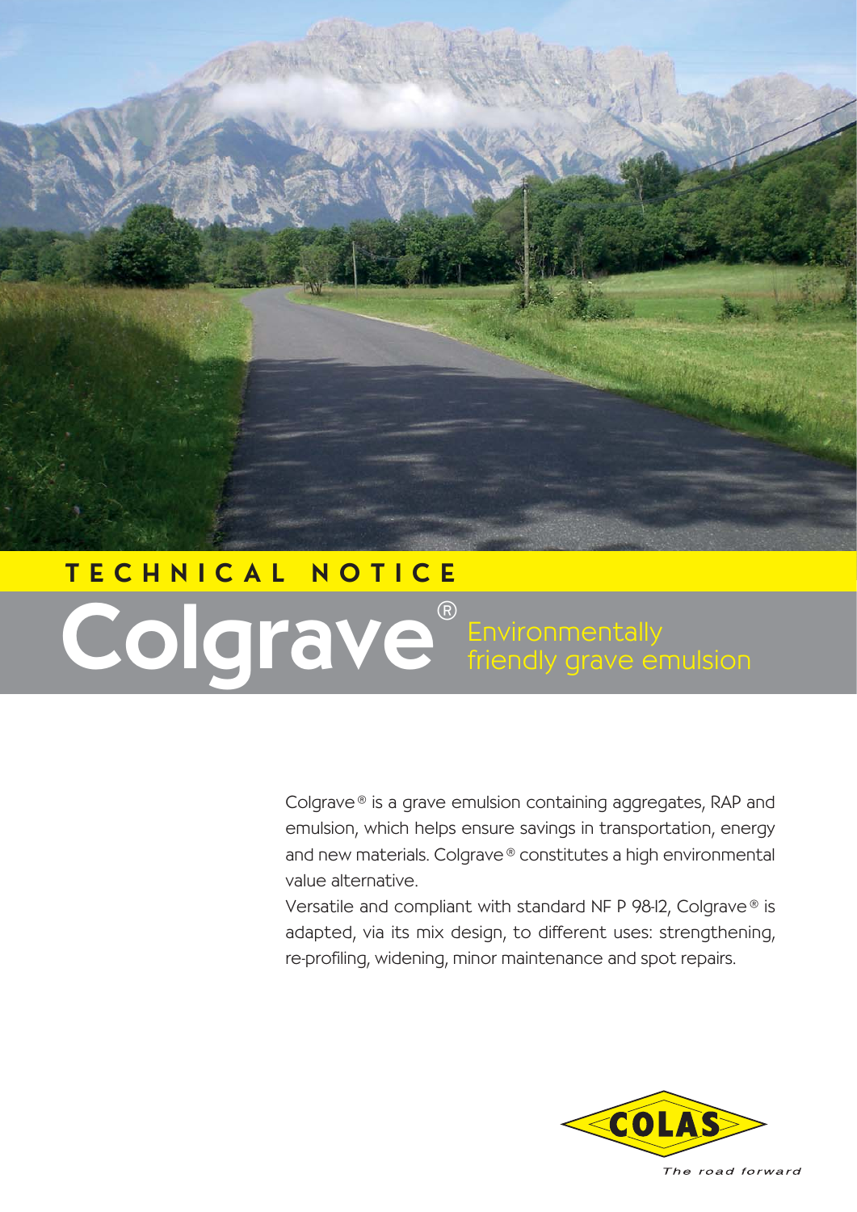TECHNICAL NOTICE

# Colgrave®

## Environmentally friendly grave emulsion

Colgrave® is a grave emulsion containing aggregates, RAP and emulsion, which helps ensure savings in transportation, energy and new materials. Colgrave® constitutes a high environmental value alternative.

Versatile and compliant with standard NF P 98-12, Colgrave® is adapted, via its mix design, to different uses: strengthening, re-profiling, widening, minor maintenance and spot repairs.

COLAS

*The road forward*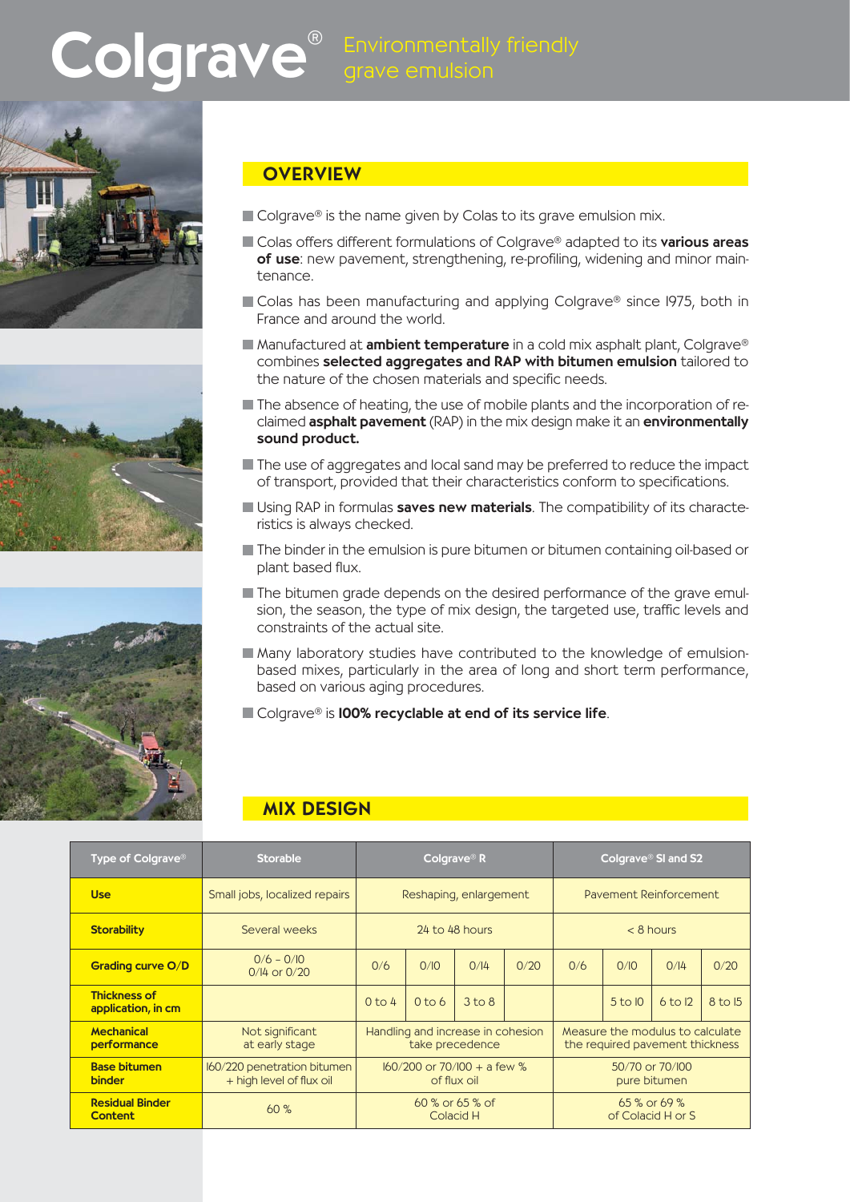# Colgrave® Environmentally friendly grave emulsion

## OVERVIEW

- Colgrave® is the name given by Colas to its grave emulsion mix.
- Colas offers different formulations of Colgrave® adapted to its **various areas of use**: new pavement, strengthening, re-profiling, widening and minor maintenance.
- Colas has been manufacturing and applying Colgrave® since 1975, both in France and around the world.
- Manufactured at **ambient temperature** in a cold mix asphalt plant, Colgrave® combines **selected aggregates and RAP with bitumen emulsion** tailored to the nature of the chosen materials and specific needs.
- The absence of heating, the use of mobile plants and the incorporation of reclaimed **asphalt pavement** (RAP) in the mix design make it an **environmentally sound product.**
- The use of aggregates and local sand may be preferred to reduce the impact of transport, provided that their characteristics conform to specifications.
- Using RAP in formulas **saves new materials**. The compatibility of its characteristics is always checked.
- The binder in the emulsion is pure bitumen or bitumen containing oil-based or plant based flux.
- The bitumen grade depends on the desired performance of the grave emulsion, the season, the type of mix design, the targeted use, traffic levels and constraints of the actual site.
- Many laboratory studies have contributed to the knowledge of emulsion-based mixes, particularly in the area of long and short term performance, based on various aging procedures.
- Colgrave® is **100% recyclable at end of its service life**.

## MIX DESIGN

| Type of Colgrave® | Storable | Colgrave® R | | | | Colgrave® SI and S2 | | | |
|---|---|---|---|---|---|---|---|---|---|
| **Use** | Small jobs, localized repairs | Reshaping, enlargement | | | | Pavement Reinforcement | | | |
| **Storability** | Several weeks | 24 to 48 hours | | | | < 8 hours | | | |
| **Grading curve O/D** | 0/6 – 0/10<br>0/14 or 0/20 | 0/6 | 0/10 | 0/14 | 0/20 | 0/6 | 0/10 | 0/14 | 0/20 |
| **Thickness of application, in cm** | | 0 to 4 | 0 to 6 | 3 to 8 | | | 5 to 10 | 6 to 12 | 8 to 15 |
| **Mechanical performance** | Not significant at early stage | Handling and increase in cohesion take precedence | | | | Measure the modulus to calculate the required pavement thickness | | | |
| **Base bitumen binder** | 160/220 penetration bitumen + high level of flux oil | 160/200 or 70/100 + a few % of flux oil | | | | 50/70 or 70/100 pure bitumen | | | |
| **Residual Binder Content** | 60 % | 60 % or 65 % of Colacid H | | | | 65 % or 69 % of Colacid H or S | | | |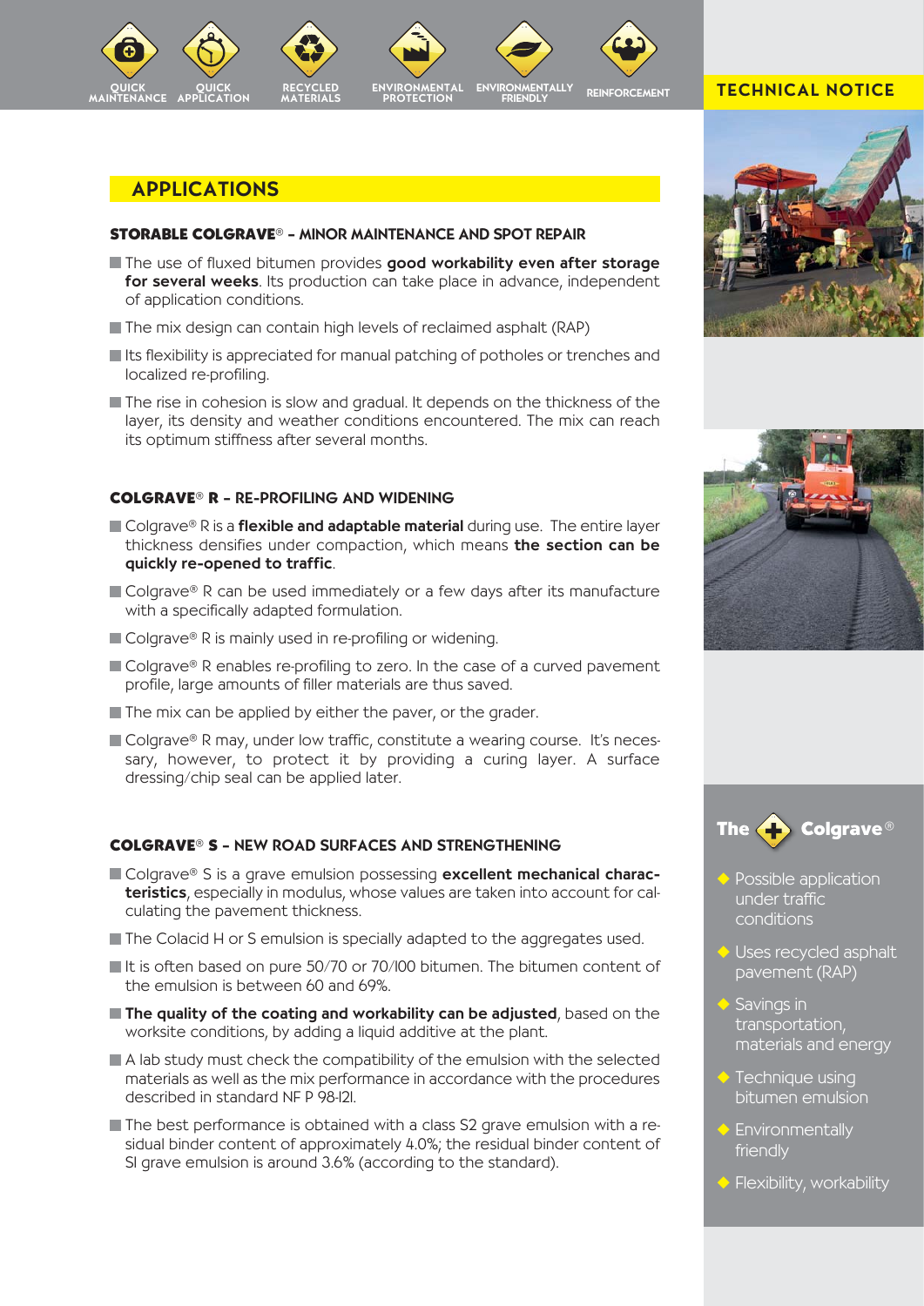QUICK MAINTENANCE | QUICK APPLICATION | RECYCLED MATERIALS | ENVIRONMENTAL PROTECTION | ENVIRONMENTALLY FRIENDLY | REINFORCEMENT

**TECHNICAL NOTICE**

## APPLICATIONS

### STORABLE COLGRAVE® – MINOR MAINTENANCE AND SPOT REPAIR

- The use of fluxed bitumen provides **good workability even after storage for several weeks**. Its production can take place in advance, independent of application conditions.
- The mix design can contain high levels of reclaimed asphalt (RAP)
- Its flexibility is appreciated for manual patching of potholes or trenches and localized re-profiling.
- The rise in cohesion is slow and gradual. It depends on the thickness of the layer, its density and weather conditions encountered. The mix can reach its optimum stiffness after several months.

### COLGRAVE® R – RE-PROFILING AND WIDENING

- Colgrave® R is a **flexible and adaptable material** during use. The entire layer thickness densifies under compaction, which means **the section can be quickly re-opened to traffic**.
- Colgrave® R can be used immediately or a few days after its manufacture with a specifically adapted formulation.
- Colgrave® R is mainly used in re-profiling or widening.
- Colgrave® R enables re-profiling to zero. In the case of a curved pavement profile, large amounts of filler materials are thus saved.
- The mix can be applied by either the paver, or the grader.
- Colgrave® R may, under low traffic, constitute a wearing course. It's necessary, however, to protect it by providing a curing layer. A surface dressing/chip seal can be applied later.

### COLGRAVE® S – NEW ROAD SURFACES AND STRENGTHENING

- Colgrave® S is a grave emulsion possessing **excellent mechanical characteristics**, especially in modulus, whose values are taken into account for calculating the pavement thickness.
- The Colacid H or S emulsion is specially adapted to the aggregates used.
- It is often based on pure 50/70 or 70/100 bitumen. The bitumen content of the emulsion is between 60 and 69%.
- **The quality of the coating and workability can be adjusted**, based on the worksite conditions, by adding a liquid additive at the plant.
- A lab study must check the compatibility of the emulsion with the selected materials as well as the mix performance in accordance with the procedures described in standard NF P 98-121.
- The best performance is obtained with a class S2 grave emulsion with a residual binder content of approximately 4.0%; the residual binder content of S1 grave emulsion is around 3.6% (according to the standard).

### The + Colgrave®

- Possible application under traffic conditions
- Uses recycled asphalt pavement (RAP)
- Savings in transportation, materials and energy
- Technique using bitumen emulsion
- Environmentally friendly
- Flexibility, workability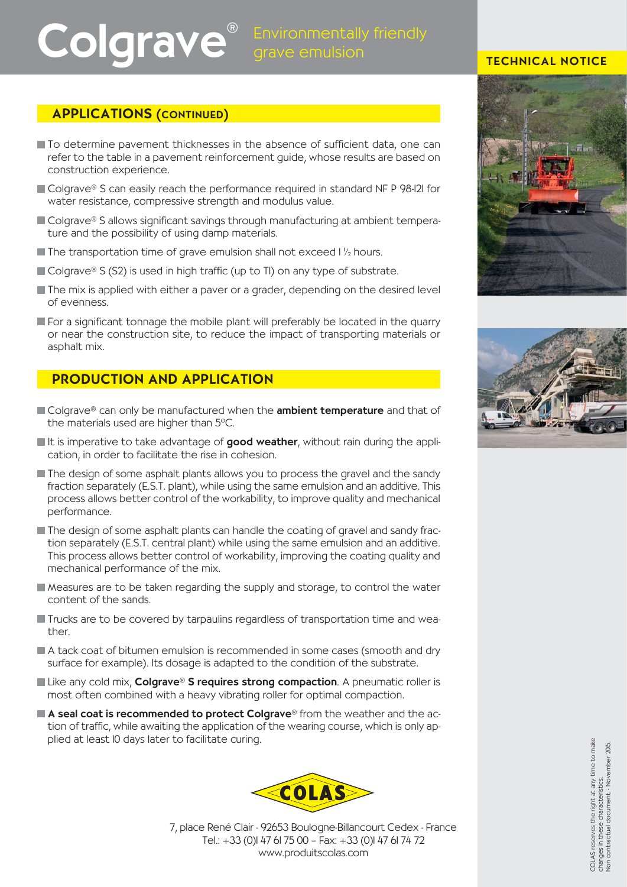# Colgrave® Environmentally friendly grave emulsion

TECHNICAL NOTICE

## APPLICATIONS (CONTINUED)

- To determine pavement thicknesses in the absence of sufficient data, one can refer to the table in a pavement reinforcement guide, whose results are based on construction experience.
- Colgrave® S can easily reach the performance required in standard NF P 98-121 for water resistance, compressive strength and modulus value.
- Colgrave® S allows significant savings through manufacturing at ambient temperature and the possibility of using damp materials.
- The transportation time of grave emulsion shall not exceed 1 ½ hours.
- Colgrave® S (S2) is used in high traffic (up to T1) on any type of substrate.
- The mix is applied with either a paver or a grader, depending on the desired level of evenness.
- For a significant tonnage the mobile plant will preferably be located in the quarry or near the construction site, to reduce the impact of transporting materials or asphalt mix.

## PRODUCTION AND APPLICATION

- Colgrave® can only be manufactured when the **ambient temperature** and that of the materials used are higher than 5°C.
- It is imperative to take advantage of **good weather**, without rain during the application, in order to facilitate the rise in cohesion.
- The design of some asphalt plants allows you to process the gravel and the sandy fraction separately (E.S.T. plant), while using the same emulsion and an additive. This process allows better control of the workability, to improve quality and mechanical performance.
- The design of some asphalt plants can handle the coating of gravel and sandy fraction separately (E.S.T. central plant) while using the same emulsion and an additive. This process allows better control of workability, improving the coating quality and mechanical performance of the mix.
- Measures are to be taken regarding the supply and storage, to control the water content of the sands.
- Trucks are to be covered by tarpaulins regardless of transportation time and weather.
- A tack coat of bitumen emulsion is recommended in some cases (smooth and dry surface for example). Its dosage is adapted to the condition of the substrate.
- Like any cold mix, **Colgrave® S requires strong compaction**. A pneumatic roller is most often combined with a heavy vibrating roller for optimal compaction.
- **A seal coat is recommended to protect Colgrave®** from the weather and the action of traffic, while awaiting the application of the wearing course, which is only applied at least 10 days later to facilitate curing.

COLAS

7, place René Clair - 92653 Boulogne-Billancourt Cedex - France
Tel.: +33 (0)1 47 61 75 00 – Fax: +33 (0)1 47 61 74 72
www.produitscolas.com

COLAS reserves the right at any time to make changes in these characteristics.
Non contractual document. - November 2015.